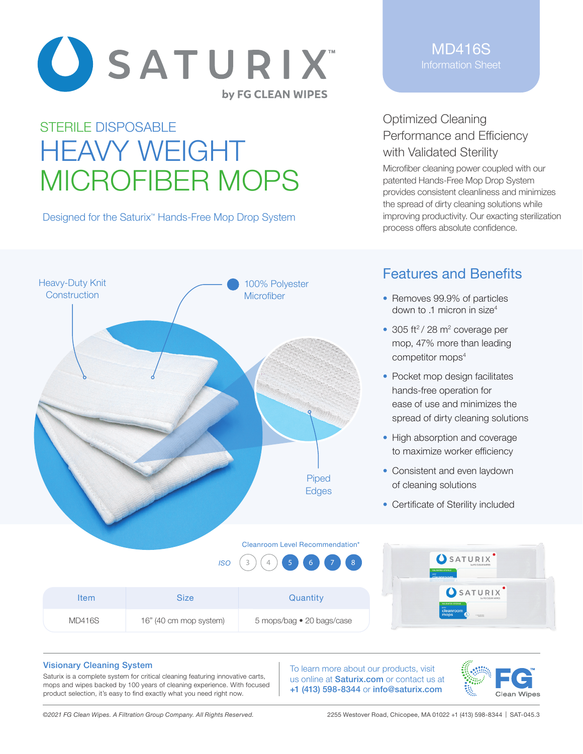# SATURIX™

by FG CLEAN WIPES

**MD416S**
Information Sheet

## STERILE DISPOSABLE HEAVY WEIGHT MICROFIBER MOPS

Designed for the Saturix™ Hands-Free Mop Drop System

### Optimized Cleaning Performance and Efficiency with Validated Sterility

Microfiber cleaning power coupled with our patented Hands-Free Mop Drop System provides consistent cleanliness and minimizes the spread of dirty cleaning solutions while improving productivity. Our exacting sterilization process offers absolute confidence.

Heavy-Duty Knit Construction

100% Polyester Microfiber

Piped Edges

### Features and Benefits

- Removes 99.9% of particles down to .1 micron in size[4]
- 305 ft$^2$ / 28 m$^2$ coverage per mop, 47% more than leading competitor mops[4]
- Pocket mop design facilitates hands-free operation for ease of use and minimizes the spread of dirty cleaning solutions
- High absorption and coverage to maximize worker efficiency
- Consistent and even laydown of cleaning solutions
- Certificate of Sterility included

Cleanroom Level Recommendation*

ISO 3 4 **5 6 7 8**

| Item | Size | Quantity |
|---|---|---|
| MD416S | 16" (40 cm mop system) | 5 mops/bag • 20 bags/case |

### Visionary Cleaning System

Saturix is a complete system for critical cleaning featuring innovative carts, mops and wipes backed by 100 years of cleaning experience. With focused product selection, it's easy to find exactly what you need right now.

To learn more about our products, visit us online at **Saturix.com** or contact us at **+1 (413) 598-8344** or **info@saturix.com**

FG™ Clean Wipes

*©2021 FG Clean Wipes. A Filtration Group Company. All Rights Reserved.*

2255 Westover Road, Chicopee, MA 01022 +1 (413) 598-8344 | SAT-045.3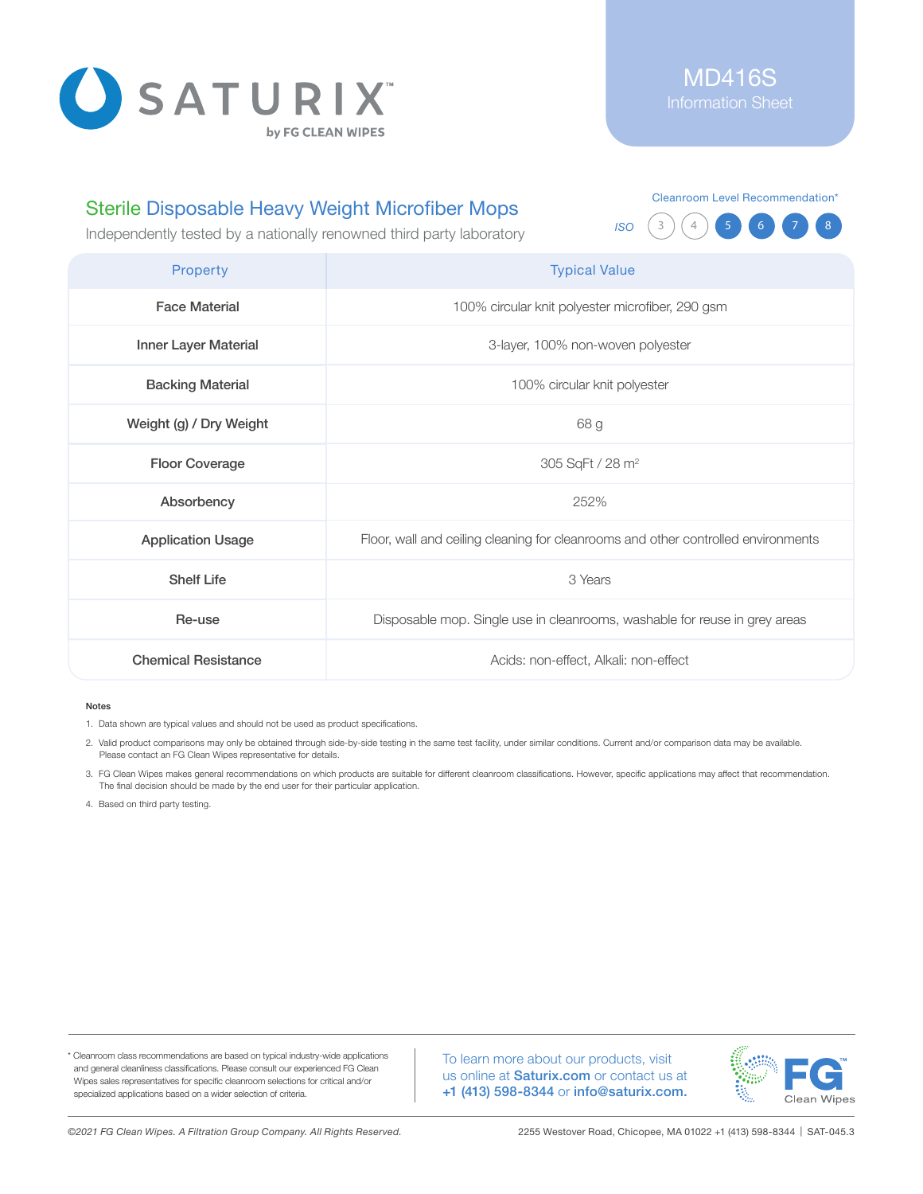SATURIX™
by FG CLEAN WIPES

# MD416S
Information Sheet

## Sterile Disposable Heavy Weight Microfiber Mops

Independently tested by a nationally renowned third party laboratory

Cleanroom Level Recommendation*

ISO 3 4 **5** **6** **7** **8**

| Property | Typical Value |
| --- | --- |
| Face Material | 100% circular knit polyester microfiber, 290 gsm |
| Inner Layer Material | 3-layer, 100% non-woven polyester |
| Backing Material | 100% circular knit polyester |
| Weight (g) / Dry Weight | 68 g |
| Floor Coverage | 305 SqFt / 28 $m^2$ |
| Absorbency | 252% |
| Application Usage | Floor, wall and ceiling cleaning for cleanrooms and other controlled environments |
| Shelf Life | 3 Years |
| Re-use | Disposable mop. Single use in cleanrooms, washable for reuse in grey areas |
| Chemical Resistance | Acids: non-effect, Alkali: non-effect |

**Notes**

1. Data shown are typical values and should not be used as product specifications.
2. Valid product comparisons may only be obtained through side-by-side testing in the same test facility, under similar conditions. Current and/or comparison data may be available. Please contact an FG Clean Wipes representative for details.
3. FG Clean Wipes makes general recommendations on which products are suitable for different cleanroom classifications. However, specific applications may affect that recommendation. The final decision should be made by the end user for their particular application.
4. Based on third party testing.

\* Cleanroom class recommendations are based on typical industry-wide applications and general cleanliness classifications. Please consult our experienced FG Clean Wipes sales representatives for specific cleanroom selections for critical and/or specialized applications based on a wider selection of criteria.

To learn more about our products, visit us online at **Saturix.com** or contact us at **+1 (413) 598-8344** or **info@saturix.com.**

FG™ Clean Wipes

*©2021 FG Clean Wipes. A Filtration Group Company. All Rights Reserved.*

2255 Westover Road, Chicopee, MA 01022 +1 (413) 598-8344 | SAT-045.3